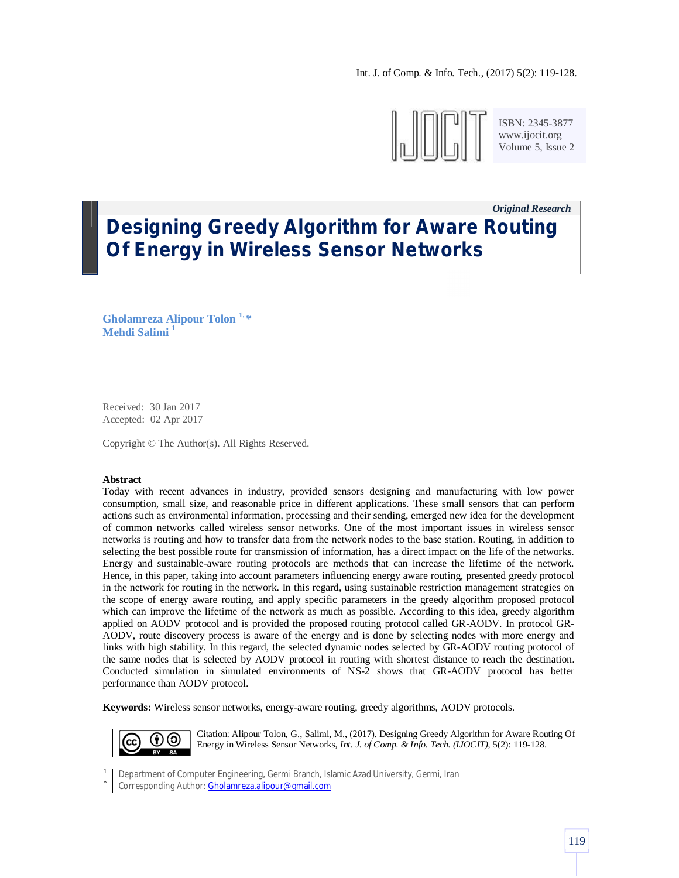*Original Research*

# Designing Greedy Algorithm for Aware Routing Of Energy in Wireless Sensor Networks

**Gholamreza Alipour Tolon** [1,*]
**Mehdi Salimi** [1]

Received: 30 Jan 2017
Accepted: 02 Apr 2017

Copyright © The Author(s). All Rights Reserved.

---

**Abstract**

Today with recent advances in industry, provided sensors designing and manufacturing with low power consumption, small size, and reasonable price in different applications. These small sensors that can perform actions such as environmental information, processing and their sending, emerged new idea for the development of common networks called wireless sensor networks. One of the most important issues in wireless sensor networks is routing and how to transfer data from the network nodes to the base station. Routing, in addition to selecting the best possible route for transmission of information, has a direct impact on the life of the networks. Energy and sustainable-aware routing protocols are methods that can increase the lifetime of the network. Hence, in this paper, taking into account parameters influencing energy aware routing, presented greedy protocol in the network for routing in the network. In this regard, using sustainable restriction management strategies on the scope of energy aware routing, and apply specific parameters in the greedy algorithm proposed protocol which can improve the lifetime of the network as much as possible. According to this idea, greedy algorithm applied on AODV protocol and is provided the proposed routing protocol called GR-AODV. In protocol GR-AODV, route discovery process is aware of the energy and is done by selecting nodes with more energy and links with high stability. In this regard, the selected dynamic nodes selected by GR-AODV routing protocol of the same nodes that is selected by AODV protocol in routing with shortest distance to reach the destination. Conducted simulation in simulated environments of NS-2 shows that GR-AODV protocol has better performance than AODV protocol.

**Keywords:** Wireless sensor networks, energy-aware routing, greedy algorithms, AODV protocols.

Citation: Alipour Tolon, G., Salimi, M., (2017). Designing Greedy Algorithm for Aware Routing Of Energy in Wireless Sensor Networks, *Int. J. of Comp. & Info. Tech. (IJOCIT)*, 5(2): 119-128.

[1] Department of Computer Engineering, Germi Branch, Islamic Azad University, Germi, Iran
[*] Corresponding Author: Gholamreza.alipour@gmail.com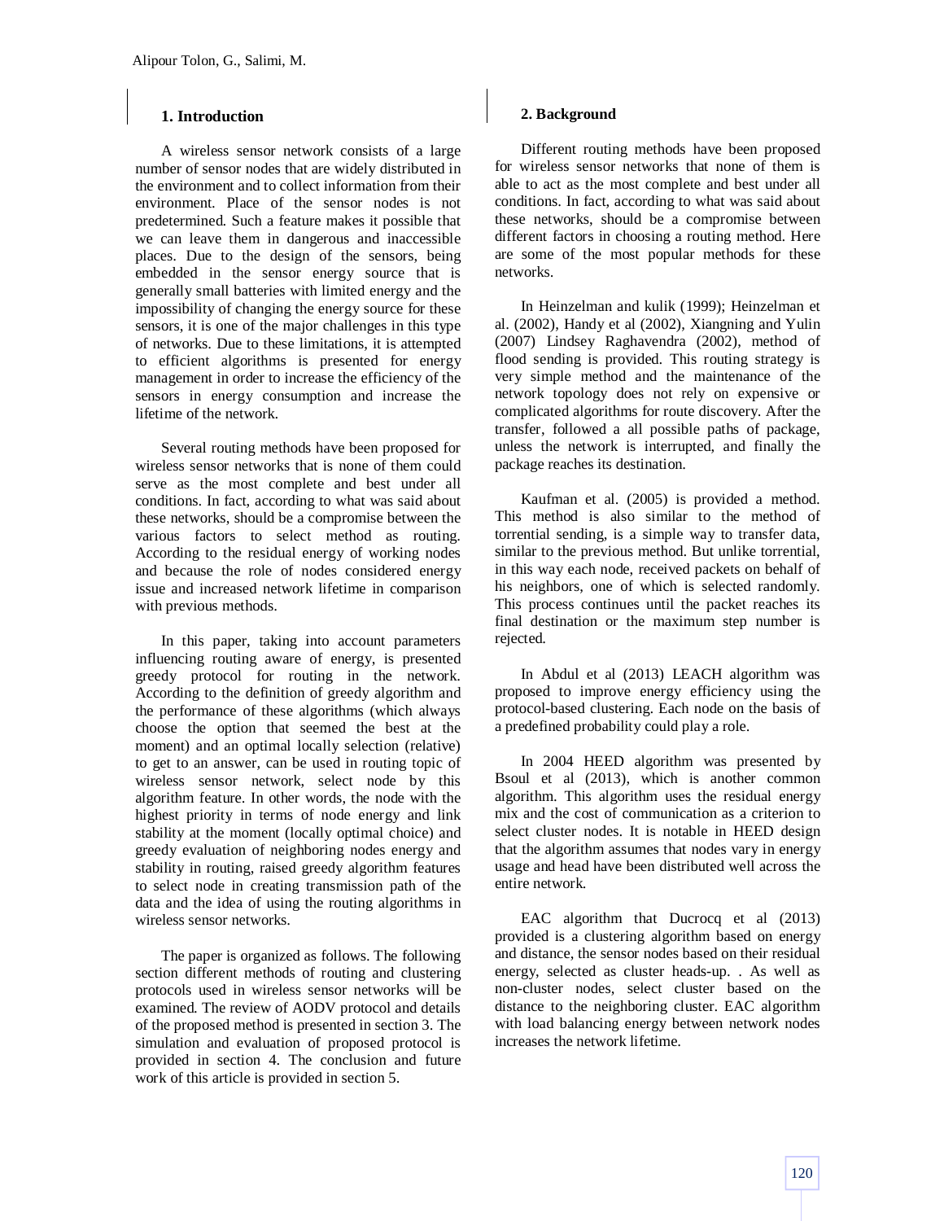## 1. Introduction

A wireless sensor network consists of a large number of sensor nodes that are widely distributed in the environment and to collect information from their environment. Place of the sensor nodes is not predetermined. Such a feature makes it possible that we can leave them in dangerous and inaccessible places. Due to the design of the sensors, being embedded in the sensor energy source that is generally small batteries with limited energy and the impossibility of changing the energy source for these sensors, it is one of the major challenges in this type of networks. Due to these limitations, it is attempted to efficient algorithms is presented for energy management in order to increase the efficiency of the sensors in energy consumption and increase the lifetime of the network.

Several routing methods have been proposed for wireless sensor networks that is none of them could serve as the most complete and best under all conditions. In fact, according to what was said about these networks, should be a compromise between the various factors to select method as routing. According to the residual energy of working nodes and because the role of nodes considered energy issue and increased network lifetime in comparison with previous methods.

In this paper, taking into account parameters influencing routing aware of energy, is presented greedy protocol for routing in the network. According to the definition of greedy algorithm and the performance of these algorithms (which always choose the option that seemed the best at the moment) and an optimal locally selection (relative) to get to an answer, can be used in routing topic of wireless sensor network, select node by this algorithm feature. In other words, the node with the highest priority in terms of node energy and link stability at the moment (locally optimal choice) and greedy evaluation of neighboring nodes energy and stability in routing, raised greedy algorithm features to select node in creating transmission path of the data and the idea of using the routing algorithms in wireless sensor networks.

The paper is organized as follows. The following section different methods of routing and clustering protocols used in wireless sensor networks will be examined. The review of AODV protocol and details of the proposed method is presented in section 3. The simulation and evaluation of proposed protocol is provided in section 4. The conclusion and future work of this article is provided in section 5.

## 2. Background

Different routing methods have been proposed for wireless sensor networks that none of them is able to act as the most complete and best under all conditions. In fact, according to what was said about these networks, should be a compromise between different factors in choosing a routing method. Here are some of the most popular methods for these networks.

In Heinzelman and kulik (1999); Heinzelman et al. (2002), Handy et al (2002), Xiangning and Yulin (2007) Lindsey Raghavendra (2002), method of flood sending is provided. This routing strategy is very simple method and the maintenance of the network topology does not rely on expensive or complicated algorithms for route discovery. After the transfer, followed a all possible paths of package, unless the network is interrupted, and finally the package reaches its destination.

Kaufman et al. (2005) is provided a method. This method is also similar to the method of torrential sending, is a simple way to transfer data, similar to the previous method. But unlike torrential, in this way each node, received packets on behalf of his neighbors, one of which is selected randomly. This process continues until the packet reaches its final destination or the maximum step number is rejected.

In Abdul et al (2013) LEACH algorithm was proposed to improve energy efficiency using the protocol-based clustering. Each node on the basis of a predefined probability could play a role.

In 2004 HEED algorithm was presented by Bsoul et al (2013), which is another common algorithm. This algorithm uses the residual energy mix and the cost of communication as a criterion to select cluster nodes. It is notable in HEED design that the algorithm assumes that nodes vary in energy usage and head have been distributed well across the entire network.

EAC algorithm that Ducrocq et al (2013) provided is a clustering algorithm based on energy and distance, the sensor nodes based on their residual energy, selected as cluster heads-up. . As well as non-cluster nodes, select cluster based on the distance to the neighboring cluster. EAC algorithm with load balancing energy between network nodes increases the network lifetime.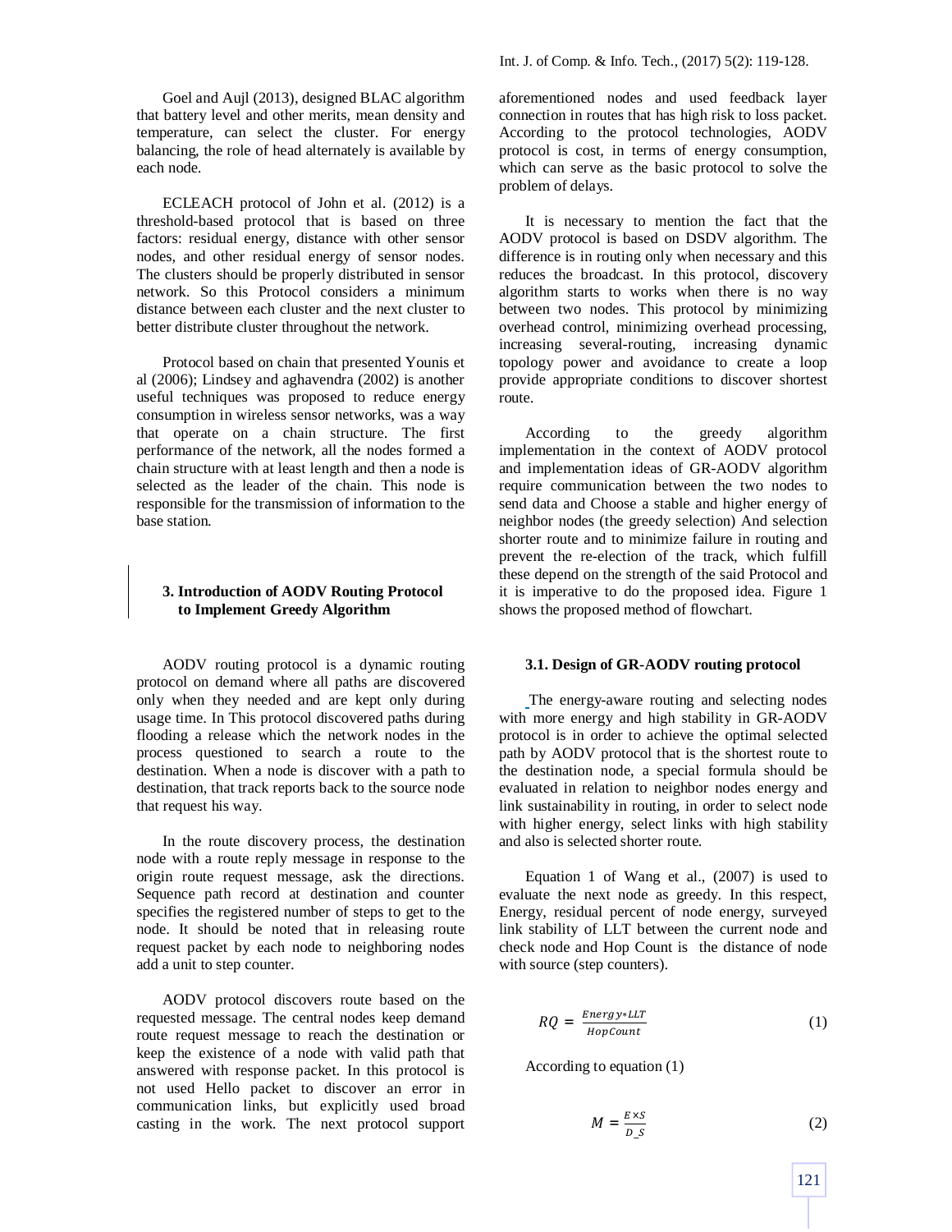Goel and Aujl (2013), designed BLAC algorithm that battery level and other merits, mean density and temperature, can select the cluster. For energy balancing, the role of head alternately is available by each node.

ECLEACH protocol of John et al. (2012) is a threshold-based protocol that is based on three factors: residual energy, distance with other sensor nodes, and other residual energy of sensor nodes. The clusters should be properly distributed in sensor network. So this Protocol considers a minimum distance between each cluster and the next cluster to better distribute cluster throughout the network.

Protocol based on chain that presented Younis et al (2006); Lindsey and aghavendra (2002) is another useful techniques was proposed to reduce energy consumption in wireless sensor networks, was a way that operate on a chain structure. The first performance of the network, all the nodes formed a chain structure with at least length and then a node is selected as the leader of the chain. This node is responsible for the transmission of information to the base station.

## 3. Introduction of AODV Routing Protocol to Implement Greedy Algorithm

AODV routing protocol is a dynamic routing protocol on demand where all paths are discovered only when they needed and are kept only during usage time. In This protocol discovered paths during flooding a release which the network nodes in the process questioned to search a route to the destination. When a node is discover with a path to destination, that track reports back to the source node that request his way.

In the route discovery process, the destination node with a route reply message in response to the origin route request message, ask the directions. Sequence path record at destination and counter specifies the registered number of steps to get to the node. It should be noted that in releasing route request packet by each node to neighboring nodes add a unit to step counter.

AODV protocol discovers route based on the requested message. The central nodes keep demand route request message to reach the destination or keep the existence of a node with valid path that answered with response packet. In this protocol is not used Hello packet to discover an error in communication links, but explicitly used broad casting in the work. The next protocol support aforementioned nodes and used feedback layer connection in routes that has high risk to loss packet. According to the protocol technologies, AODV protocol is cost, in terms of energy consumption, which can serve as the basic protocol to solve the problem of delays.

It is necessary to mention the fact that the AODV protocol is based on DSDV algorithm. The difference is in routing only when necessary and this reduces the broadcast. In this protocol, discovery algorithm starts to works when there is no way between two nodes. This protocol by minimizing overhead control, minimizing overhead processing, increasing several-routing, increasing dynamic topology power and avoidance to create a loop provide appropriate conditions to discover shortest route.

According to the greedy algorithm implementation in the context of AODV protocol and implementation ideas of GR-AODV algorithm require communication between the two nodes to send data and Choose a stable and higher energy of neighbor nodes (the greedy selection) And selection shorter route and to minimize failure in routing and prevent the re-election of the track, which fulfill these depend on the strength of the said Protocol and it is imperative to do the proposed idea. Figure 1 shows the proposed method of flowchart.

### 3.1. Design of GR-AODV routing protocol

The energy-aware routing and selecting nodes with more energy and high stability in GR-AODV protocol is in order to achieve the optimal selected path by AODV protocol that is the shortest route to the destination node, a special formula should be evaluated in relation to neighbor nodes energy and link sustainability in routing, in order to select node with higher energy, select links with high stability and also is selected shorter route.

Equation 1 of Wang et al., (2007) is used to evaluate the next node as greedy. In this respect, Energy, residual percent of node energy, surveyed link stability of LLT between the current node and check node and Hop Count is the distance of node with source (step counters).

$$RQ = \frac{Energy * LLT}{HopCount} \tag{1}$$

According to equation (1)

$$M = \frac{E \times S}{D\_S} \tag{2}$$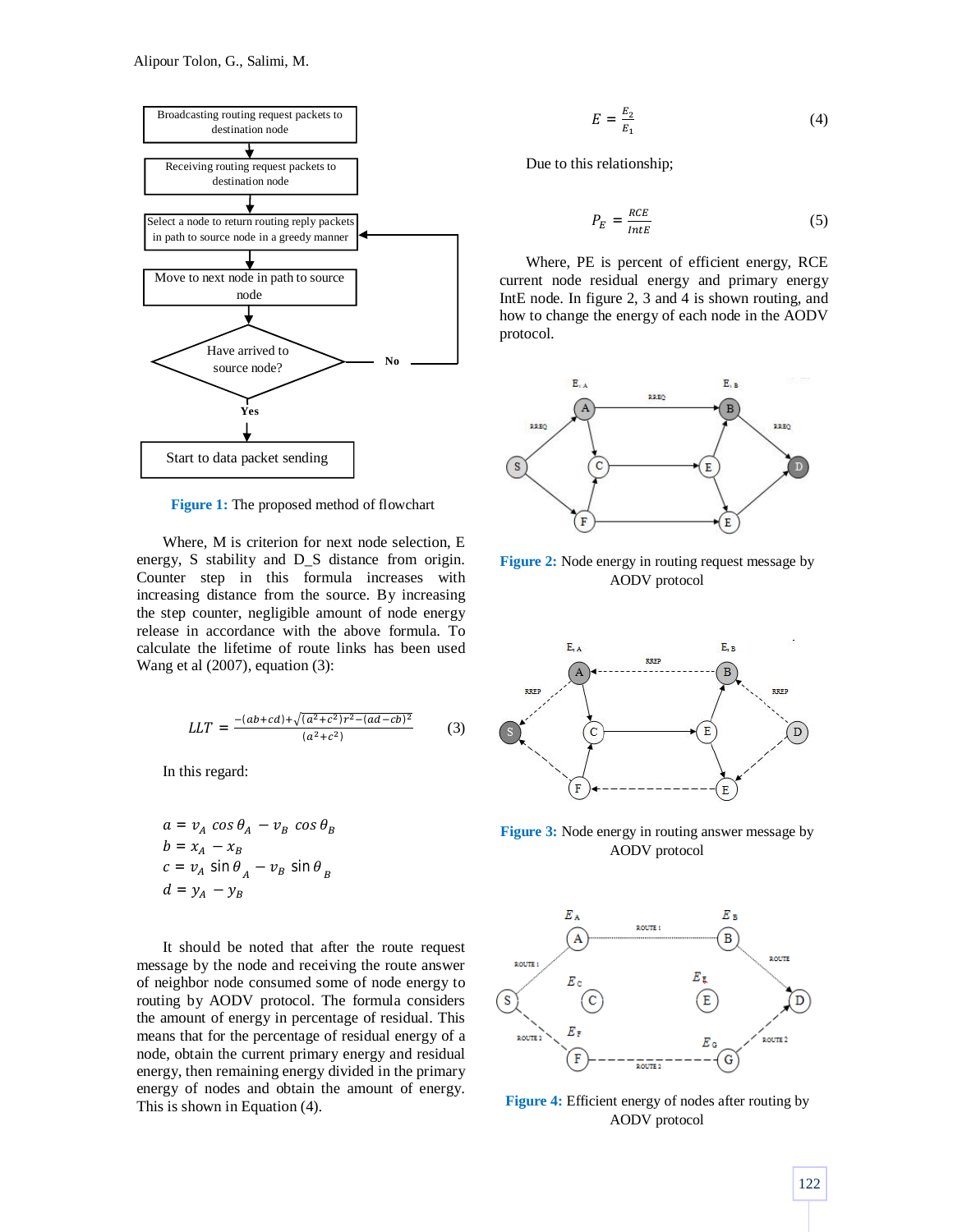Figure 1: The proposed method of flowchart

Where, M is criterion for next node selection, E energy, S stability and D_S distance from origin. Counter step in this formula increases with increasing distance from the source. By increasing the step counter, negligible amount of node energy release in accordance with the above formula. To calculate the lifetime of route links has been used Wang et al (2007), equation (3):

$$LLT = \frac{-(ab+cd)+\sqrt{(a^2+c^2)r^2-(ad-cb)^2}}{(a^2+c^2)} \tag{3}$$

In this regard:

$$a = v_A \cos\theta_A - v_B \cos\theta_B$$
$$b = x_A - x_B$$
$$c = v_A \sin\theta_A - v_B \sin\theta_B$$
$$d = y_A - y_B$$

It should be noted that after the route request message by the node and receiving the route answer of neighbor node consumed some of node energy to routing by AODV protocol. The formula considers the amount of energy in percentage of residual. This means that for the percentage of residual energy of a node, obtain the current primary energy and residual energy, then remaining energy divided in the primary energy of nodes and obtain the amount of energy. This is shown in Equation (4).

$$E = \frac{E_2}{E_1} \tag{4}$$

Due to this relationship;

$$P_E = \frac{RCE}{IntE} \tag{5}$$

Where, PE is percent of efficient energy, RCE current node residual energy and primary energy IntE node. In figure 2, 3 and 4 is shown routing, and how to change the energy of each node in the AODV protocol.

Figure 2: Node energy in routing request message by AODV protocol

Figure 3: Node energy in routing answer message by AODV protocol

Figure 4: Efficient energy of nodes after routing by AODV protocol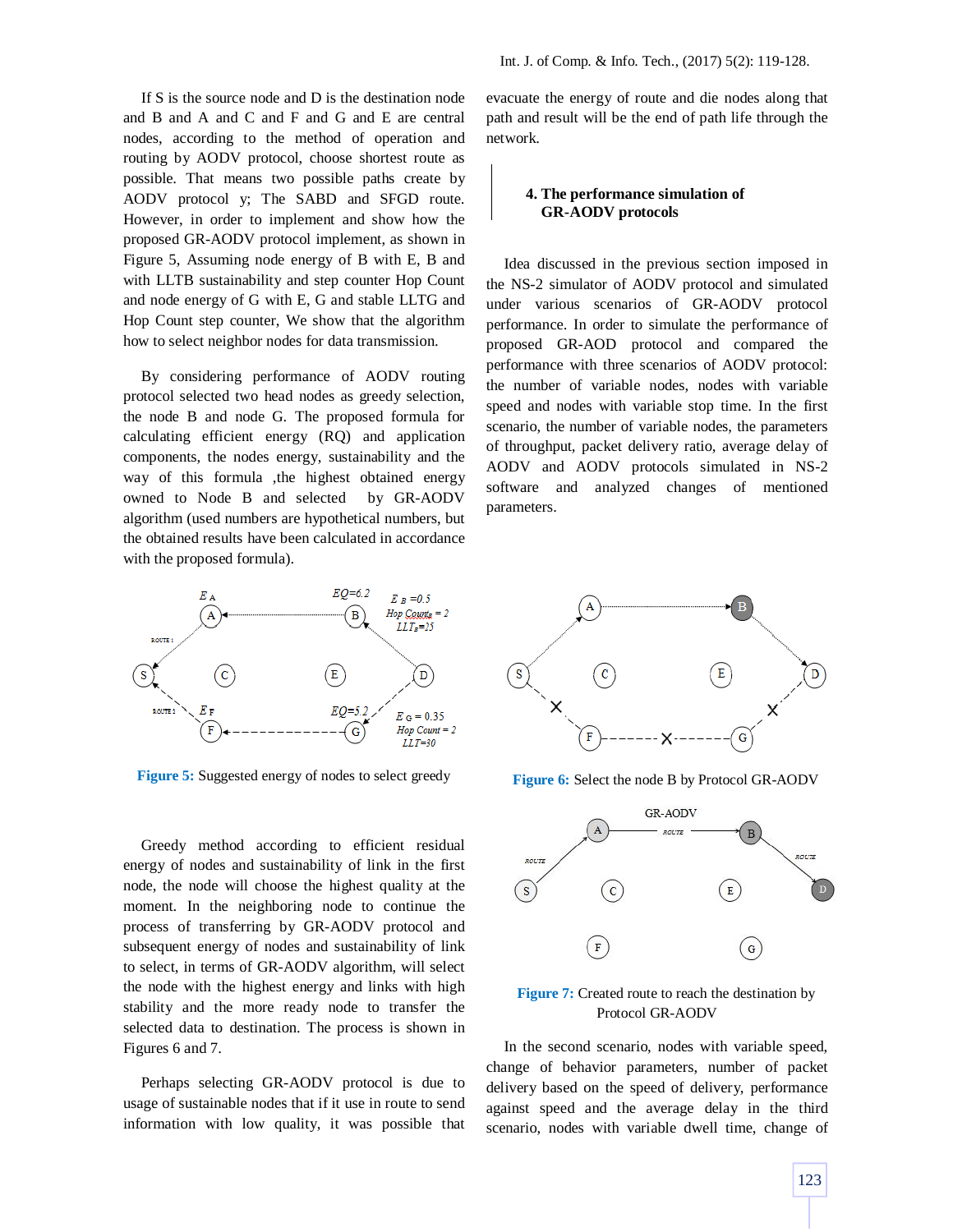If S is the source node and D is the destination node and B and A and C and F and G and E are central nodes, according to the method of operation and routing by AODV protocol, choose shortest route as possible. That means two possible paths create by AODV protocol y; The SABD and SFGD route. However, in order to implement and show how the proposed GR-AODV protocol implement, as shown in Figure 5, Assuming node energy of B with E, B and with LLTB sustainability and step counter Hop Count and node energy of G with E, G and stable LLTG and Hop Count step counter, We show that the algorithm how to select neighbor nodes for data transmission.

By considering performance of AODV routing protocol selected two head nodes as greedy selection, the node B and node G. The proposed formula for calculating efficient energy (RQ) and application components, the nodes energy, sustainability and the way of this formula ,the highest obtained energy owned to Node B and selected by GR-AODV algorithm (used numbers are hypothetical numbers, but the obtained results have been calculated in accordance with the proposed formula).

**Figure 5:** Suggested energy of nodes to select greedy

Greedy method according to efficient residual energy of nodes and sustainability of link in the first node, the node will choose the highest quality at the moment. In the neighboring node to continue the process of transferring by GR-AODV protocol and subsequent energy of nodes and sustainability of link to select, in terms of GR-AODV algorithm, will select the node with the highest energy and links with high stability and the more ready node to transfer the selected data to destination. The process is shown in Figures 6 and 7.

Perhaps selecting GR-AODV protocol is due to usage of sustainable nodes that if it use in route to send information with low quality, it was possible that evacuate the energy of route and die nodes along that path and result will be the end of path life through the network.

## 4. The performance simulation of GR-AODV protocols

Idea discussed in the previous section imposed in the NS-2 simulator of AODV protocol and simulated under various scenarios of GR-AODV protocol performance. In order to simulate the performance of proposed GR-AOD protocol and compared the performance with three scenarios of AODV protocol: the number of variable nodes, nodes with variable speed and nodes with variable stop time. In the first scenario, the number of variable nodes, the parameters of throughput, packet delivery ratio, average delay of AODV and AODV protocols simulated in NS-2 software and analyzed changes of mentioned parameters.

**Figure 6:** Select the node B by Protocol GR-AODV

**Figure 7:** Created route to reach the destination by Protocol GR-AODV

In the second scenario, nodes with variable speed, change of behavior parameters, number of packet delivery based on the speed of delivery, performance against speed and the average delay in the third scenario, nodes with variable dwell time, change of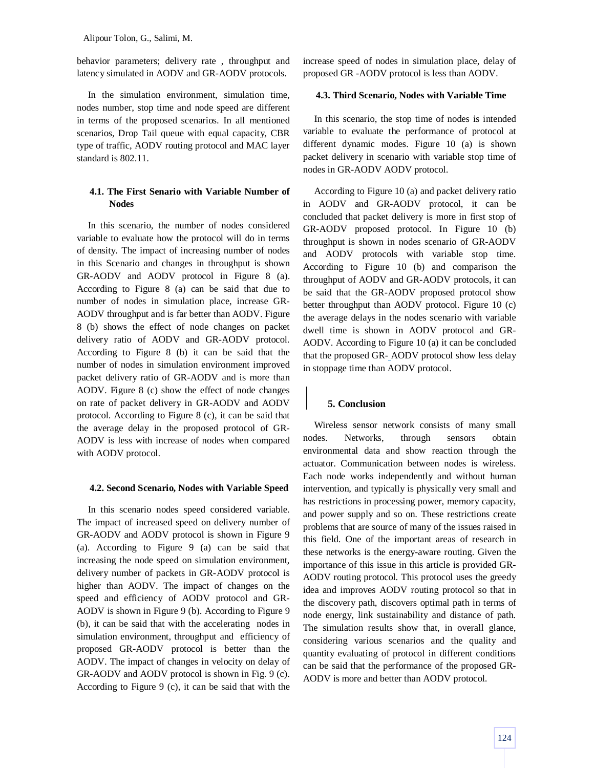behavior parameters; delivery rate , throughput and latency simulated in AODV and GR-AODV protocols.

In the simulation environment, simulation time, nodes number, stop time and node speed are different in terms of the proposed scenarios. In all mentioned scenarios, Drop Tail queue with equal capacity, CBR type of traffic, AODV routing protocol and MAC layer standard is 802.11.

### 4.1. The First Senario with Variable Number of Nodes

In this scenario, the number of nodes considered variable to evaluate how the protocol will do in terms of density. The impact of increasing number of nodes in this Scenario and changes in throughput is shown GR-AODV and AODV protocol in Figure 8 (a). According to Figure 8 (a) can be said that due to number of nodes in simulation place, increase GR-AODV throughput and is far better than AODV. Figure 8 (b) shows the effect of node changes on packet delivery ratio of AODV and GR-AODV protocol. According to Figure 8 (b) it can be said that the number of nodes in simulation environment improved packet delivery ratio of GR-AODV and is more than AODV. Figure 8 (c) show the effect of node changes on rate of packet delivery in GR-AODV and AODV protocol. According to Figure 8 (c), it can be said that the average delay in the proposed protocol of GR-AODV is less with increase of nodes when compared with AODV protocol.

### 4.2. Second Scenario, Nodes with Variable Speed

In this scenario nodes speed considered variable. The impact of increased speed on delivery number of GR-AODV and AODV protocol is shown in Figure 9 (a). According to Figure 9 (a) can be said that increasing the node speed on simulation environment, delivery number of packets in GR-AODV protocol is higher than AODV. The impact of changes on the speed and efficiency of AODV protocol and GR-AODV is shown in Figure 9 (b). According to Figure 9 (b), it can be said that with the accelerating nodes in simulation environment, throughput and efficiency of proposed GR-AODV protocol is better than the AODV. The impact of changes in velocity on delay of GR-AODV and AODV protocol is shown in Fig. 9 (c). According to Figure 9 (c), it can be said that with the increase speed of nodes in simulation place, delay of proposed GR -AODV protocol is less than AODV.

### 4.3. Third Scenario, Nodes with Variable Time

In this scenario, the stop time of nodes is intended variable to evaluate the performance of protocol at different dynamic modes. Figure 10 (a) is shown packet delivery in scenario with variable stop time of nodes in GR-AODV AODV protocol.

According to Figure 10 (a) and packet delivery ratio in AODV and GR-AODV protocol, it can be concluded that packet delivery is more in first stop of GR-AODV proposed protocol. In Figure 10 (b) throughput is shown in nodes scenario of GR-AODV and AODV protocols with variable stop time. According to Figure 10 (b) and comparison the throughput of AODV and GR-AODV protocols, it can be said that the GR-AODV proposed protocol show better throughput than AODV protocol. Figure 10 (c) the average delays in the nodes scenario with variable dwell time is shown in AODV protocol and GR-AODV. According to Figure 10 (a) it can be concluded that the proposed GR-AODV protocol show less delay in stoppage time than AODV protocol.

## 5. Conclusion

Wireless sensor network consists of many small nodes. Networks, through sensors obtain environmental data and show reaction through the actuator. Communication between nodes is wireless. Each node works independently and without human intervention, and typically is physically very small and has restrictions in processing power, memory capacity, and power supply and so on. These restrictions create problems that are source of many of the issues raised in this field. One of the important areas of research in these networks is the energy-aware routing. Given the importance of this issue in this article is provided GR-AODV routing protocol. This protocol uses the greedy idea and improves AODV routing protocol so that in the discovery path, discovers optimal path in terms of node energy, link sustainability and distance of path. The simulation results show that, in overall glance, considering various scenarios and the quality and quantity evaluating of protocol in different conditions can be said that the performance of the proposed GR-AODV is more and better than AODV protocol.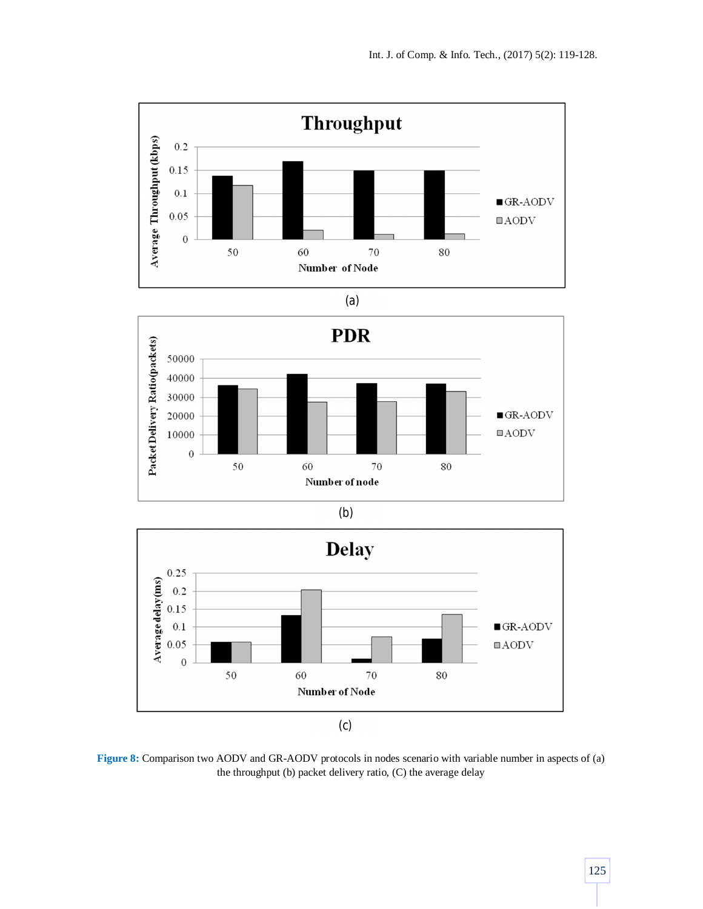Throughput

Average Throughput (kbps)

Number of Node

(a)

PDR

Packet Delivery Ratio(packets)

Number of node

(b)

Delay

Average delay(ms)

Number of Node

(c)

**Figure 8:** Comparison two AODV and GR-AODV protocols in nodes scenario with variable number in aspects of (a) the throughput (b) packet delivery ratio, (C) the average delay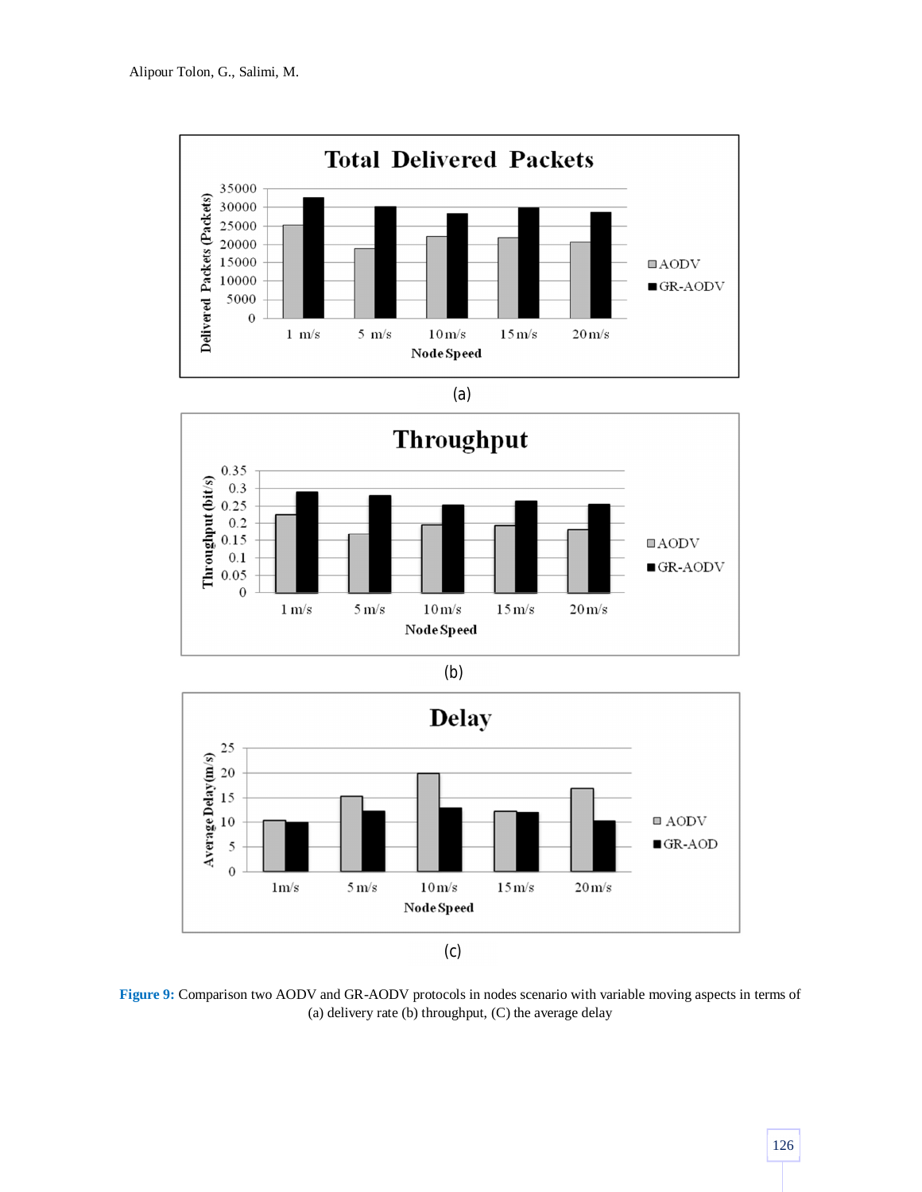(a)

(b)

(c)

**Figure 9:** Comparison two AODV and GR-AODV protocols in nodes scenario with variable moving aspects in terms of (a) delivery rate (b) throughput, (C) the average delay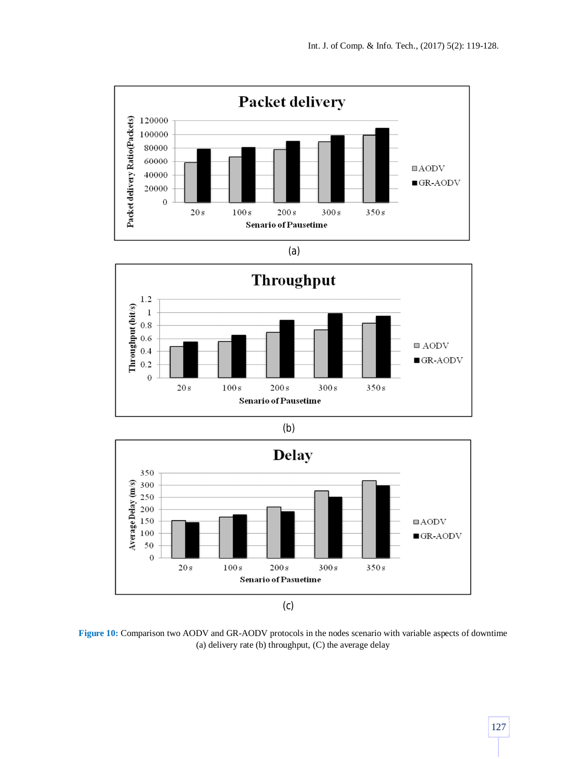**Figure 10:** Comparison two AODV and GR-AODV protocols in the nodes scenario with variable aspects of downtime (a) delivery rate (b) throughput, (C) the average delay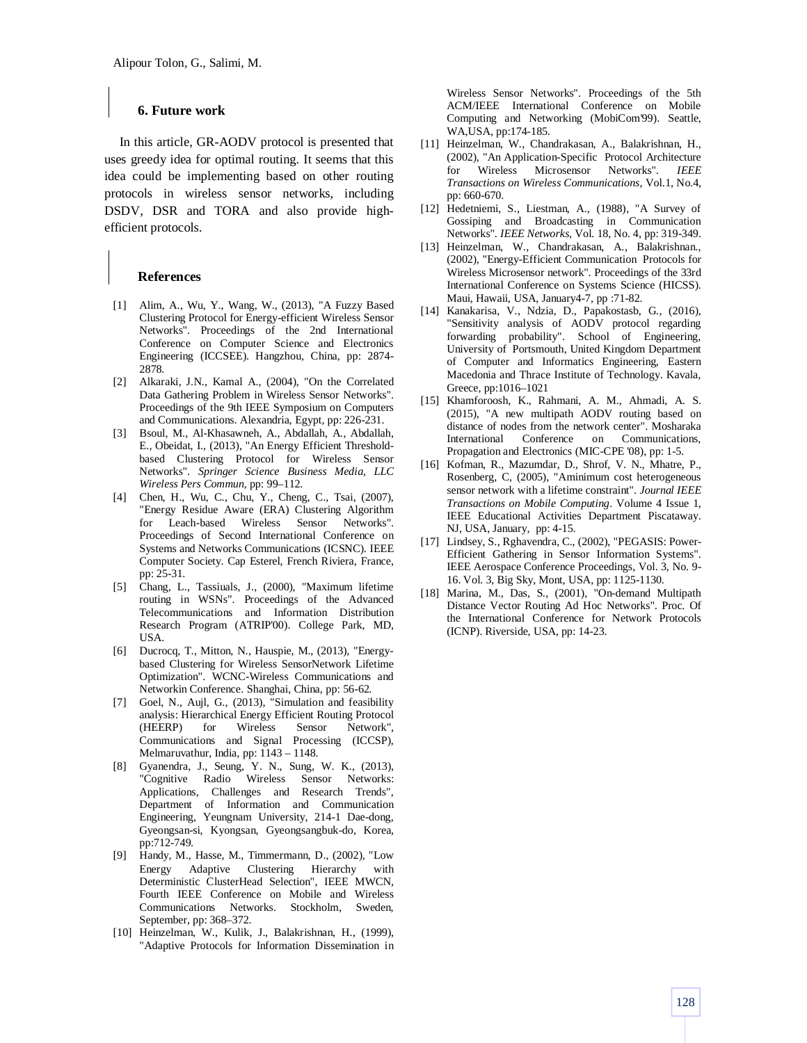## 6. Future work

In this article, GR-AODV protocol is presented that uses greedy idea for optimal routing. It seems that this idea could be implementing based on other routing protocols in wireless sensor networks, including DSDV, DSR and TORA and also provide high-efficient protocols.

## References

[1] Alim, A., Wu, Y., Wang, W., (2013), "A Fuzzy Based Clustering Protocol for Energy-efficient Wireless Sensor Networks". Proceedings of the 2nd International Conference on Computer Science and Electronics Engineering (ICCSEE). Hangzhou, China, pp: 2874-2878.

[2] Alkaraki, J.N., Kamal A., (2004), "On the Correlated Data Gathering Problem in Wireless Sensor Networks". Proceedings of the 9th IEEE Symposium on Computers and Communications. Alexandria, Egypt, pp: 226-231.

[3] Bsoul, M., Al-Khasawneh, A., Abdallah, A., Abdallah, E., Obeidat, I., (2013), "An Energy Efficient Threshold-based Clustering Protocol for Wireless Sensor Networks". *Springer Science Business Media, LLC Wireless Pers Commun*, pp: 99–112.

[4] Chen, H., Wu, C., Chu, Y., Cheng, C., Tsai, (2007), "Energy Residue Aware (ERA) Clustering Algorithm for Leach-based Wireless Sensor Networks". Proceedings of Second International Conference on Systems and Networks Communications (ICSNC). IEEE Computer Society. Cap Esterel, French Riviera, France, pp: 25-31.

[5] Chang, L., Tassiuals, J., (2000), "Maximum lifetime routing in WSNs". Proceedings of the Advanced Telecommunications and Information Distribution Research Program (ATRIP'00). College Park, MD, USA.

[6] Ducrocq, T., Mitton, N., Hauspie, M., (2013), "Energy-based Clustering for Wireless SensorNetwork Lifetime Optimization". WCNC-Wireless Communications and Networkin Conference. Shanghai, China, pp: 56-62.

[7] Goel, N., Aujl, G., (2013), "Simulation and feasibility analysis: Hierarchical Energy Efficient Routing Protocol (HEERP) for Wireless Sensor Network", Communications and Signal Processing (ICCSP), Melmaruvathur, India, pp: 1143 – 1148.

[8] Gyanendra, J., Seung, Y. N., Sung, W. K., (2013), "Cognitive Radio Wireless Sensor Networks: Applications, Challenges and Research Trends", Department of Information and Communication Engineering, Yeungnam University, 214-1 Dae-dong, Gyeongsan-si, Kyongsan, Gyeongsangbuk-do, Korea, pp:712-749.

[9] Handy, M., Hasse, M., Timmermann, D., (2002), "Low Energy Adaptive Clustering Hierarchy with Deterministic ClusterHead Selection", IEEE MWCN, Fourth IEEE Conference on Mobile and Wireless Communications Networks. Stockholm, Sweden, September, pp: 368–372.

[10] Heinzelman, W., Kulik, J., Balakrishnan, H., (1999), "Adaptive Protocols for Information Dissemination in Wireless Sensor Networks". Proceedings of the 5th ACM/IEEE International Conference on Mobile Computing and Networking (MobiCom'99). Seattle, WA,USA, pp:174-185.

[11] Heinzelman, W., Chandrakasan, A., Balakrishnan, H., (2002), "An Application-Specific Protocol Architecture for Wireless Microsensor Networks". *IEEE Transactions on Wireless Communications*, Vol.1, No.4, pp: 660-670.

[12] Hedetniemi, S., Liestman, A., (1988), "A Survey of Gossiping and Broadcasting in Communication Networks". *IEEE Networks*, Vol. 18, No. 4, pp: 319-349.

[13] Heinzelman, W., Chandrakasan, A., Balakrishnan., (2002), "Energy-Efficient Communication Protocols for Wireless Microsensor network". Proceedings of the 33rd International Conference on Systems Science (HICSS). Maui, Hawaii, USA, January4-7, pp :71-82.

[14] Kanakarisa, V., Ndzia, D., Papakostasb, G., (2016), "Sensitivity analysis of AODV protocol regarding forwarding probability". School of Engineering, University of Portsmouth, United Kingdom Department of Computer and Informatics Engineering, Eastern Macedonia and Thrace Institute of Technology. Kavala, Greece, pp:1016–1021

[15] Khamforoosh, K., Rahmani, A. M., Ahmadi, A. S. (2015), "A new multipath AODV routing based on distance of nodes from the network center". Mosharaka International Conference on Communications, Propagation and Electronics (MIC-CPE '08), pp: 1-5.

[16] Kofman, R., Mazumdar, D., Shrof, V. N., Mhatre, P., Rosenberg, C, (2005), "Aminimum cost heterogeneous sensor network with a lifetime constraint". *Journal IEEE Transactions on Mobile Computing*. Volume 4 Issue 1, IEEE Educational Activities Department Piscataway. NJ, USA, January, pp: 4-15.

[17] Lindsey, S., Rghavendra, C., (2002), "PEGASIS: Power-Efficient Gathering in Sensor Information Systems". IEEE Aerospace Conference Proceedings, Vol. 3, No. 9-16. Vol. 3, Big Sky, Mont, USA, pp: 1125-1130.

[18] Marina, M., Das, S., (2001), "On-demand Multipath Distance Vector Routing Ad Hoc Networks". Proc. Of the International Conference for Network Protocols (ICNP). Riverside, USA, pp: 14-23.